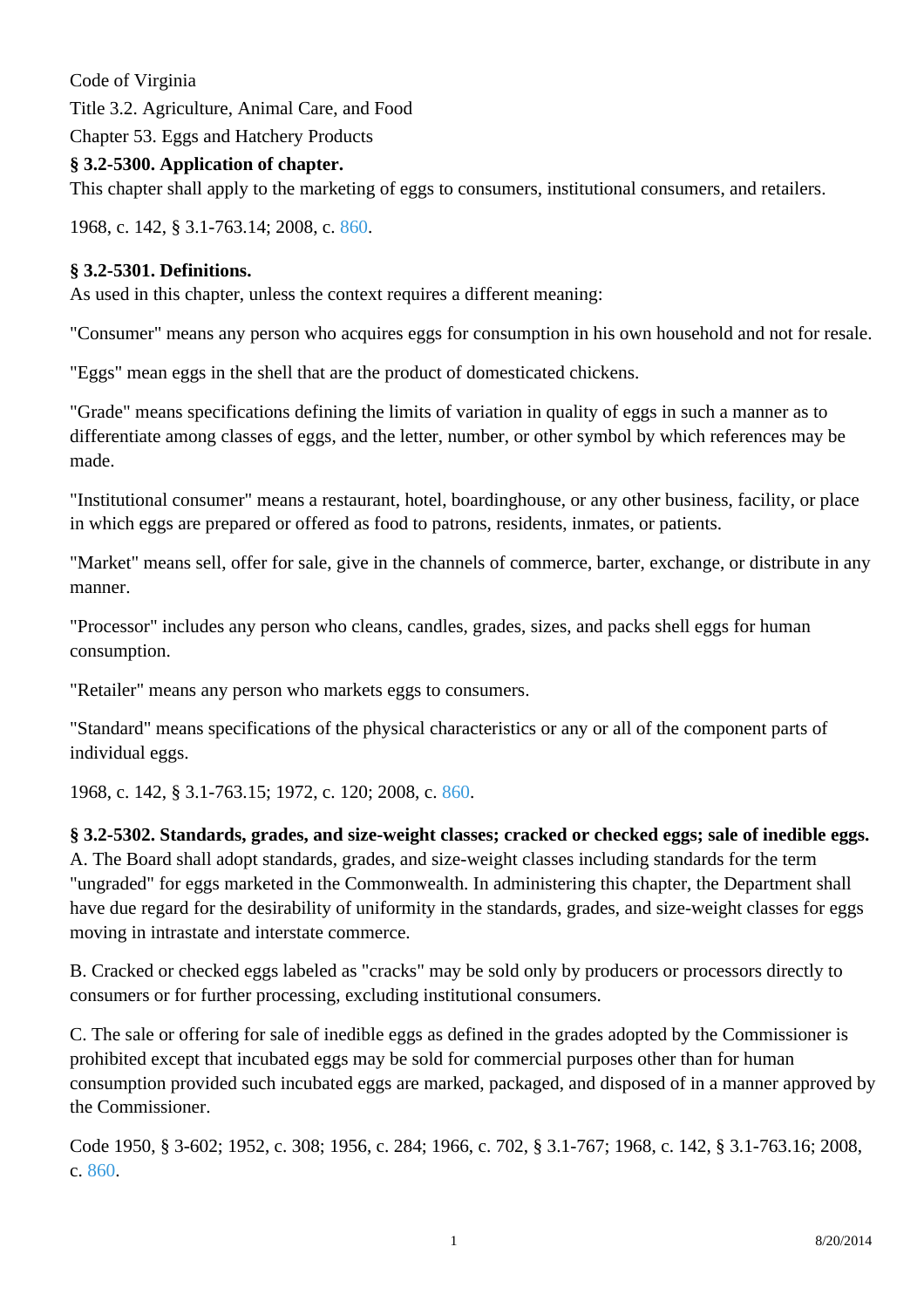Code of Virginia

Title 3.2. Agriculture, Animal Care, and Food

Chapter 53. Eggs and Hatchery Products

**§ 3.2-5300. Application of chapter.**

This chapter shall apply to the marketing of eggs to consumers, institutional consumers, and retailers.

1968, c. 142, § 3.1-763.14; 2008, c. 860.

**§ 3.2-5301. Definitions.**

As used in this chapter, unless the context requires a different meaning:

"Consumer" means any person who acquires eggs for consumption in his own household and not for resale.

"Eggs" mean eggs in the shell that are the product of domesticated chickens.

"Grade" means specifications defining the limits of variation in quality of eggs in such a manner as to differentiate among classes of eggs, and the letter, number, or other symbol by which references may be made.

"Institutional consumer" means a restaurant, hotel, boardinghouse, or any other business, facility, or place in which eggs are prepared or offered as food to patrons, residents, inmates, or patients.

"Market" means sell, offer for sale, give in the channels of commerce, barter, exchange, or distribute in any manner.

"Processor" includes any person who cleans, candles, grades, sizes, and packs shell eggs for human consumption.

"Retailer" means any person who markets eggs to consumers.

"Standard" means specifications of the physical characteristics or any or all of the component parts of individual eggs.

1968, c. 142, § 3.1-763.15; 1972, c. 120; 2008, c. 860.

**§ 3.2-5302. Standards, grades, and size-weight classes; cracked or checked eggs; sale of inedible eggs.**

A. The Board shall adopt standards, grades, and size-weight classes including standards for the term "ungraded" for eggs marketed in the Commonwealth. In administering this chapter, the Department shall have due regard for the desirability of uniformity in the standards, grades, and size-weight classes for eggs moving in intrastate and interstate commerce.

B. Cracked or checked eggs labeled as "cracks" may be sold only by producers or processors directly to consumers or for further processing, excluding institutional consumers.

C. The sale or offering for sale of inedible eggs as defined in the grades adopted by the Commissioner is prohibited except that incubated eggs may be sold for commercial purposes other than for human consumption provided such incubated eggs are marked, packaged, and disposed of in a manner approved by the Commissioner.

Code 1950, § 3-602; 1952, c. 308; 1956, c. 284; 1966, c. 702, § 3.1-767; 1968, c. 142, § 3.1-763.16; 2008, c. 860.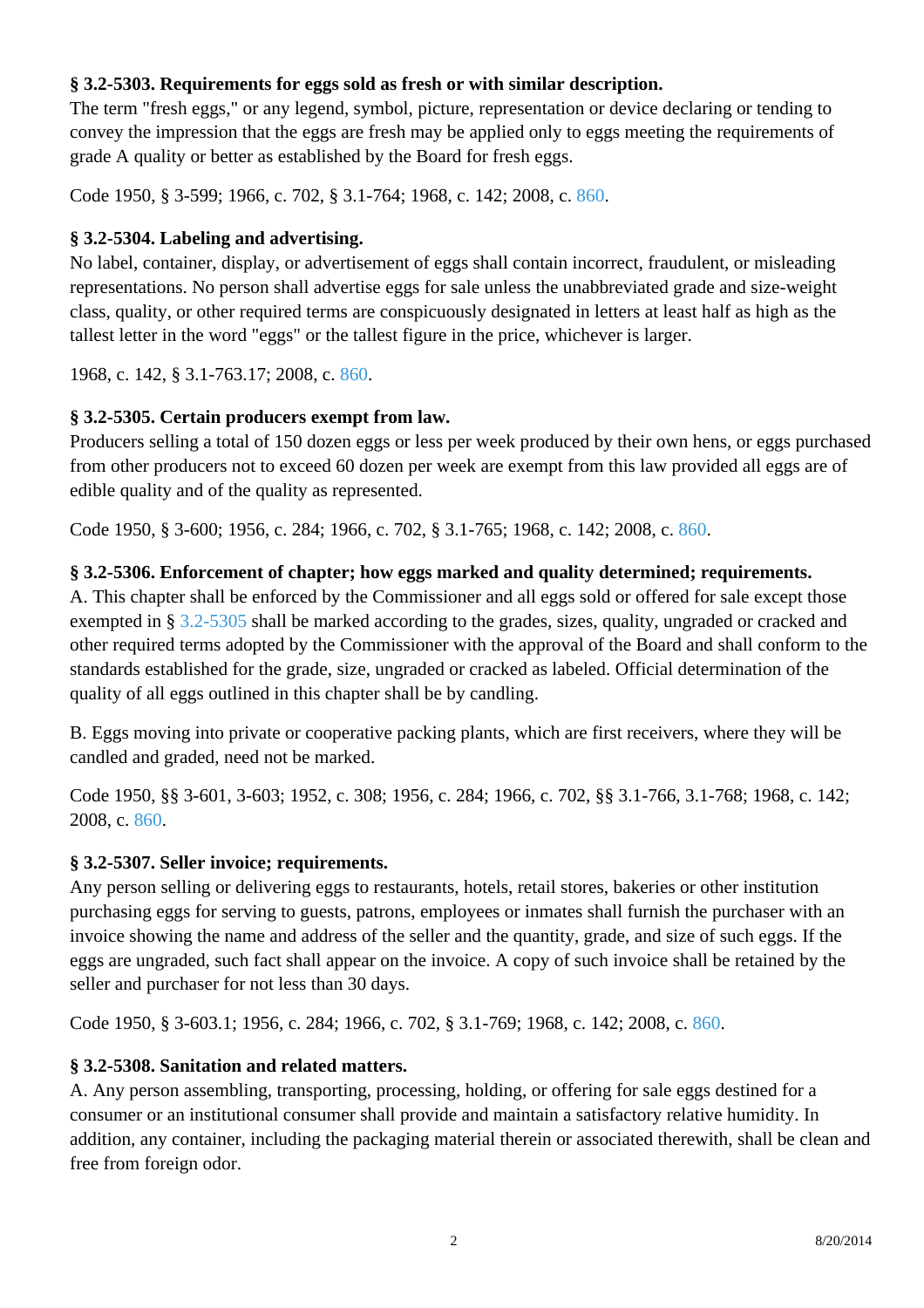### § 3.2-5303. Requirements for eggs sold as fresh or with similar description.

The term "fresh eggs," or any legend, symbol, picture, representation or device declaring or tending to convey the impression that the eggs are fresh may be applied only to eggs meeting the requirements of grade A quality or better as established by the Board for fresh eggs.

Code 1950, § 3-599; 1966, c. 702, § 3.1-764; 1968, c. 142; 2008, c. 860.

### § 3.2-5304. Labeling and advertising.

No label, container, display, or advertisement of eggs shall contain incorrect, fraudulent, or misleading representations. No person shall advertise eggs for sale unless the unabbreviated grade and size-weight class, quality, or other required terms are conspicuously designated in letters at least half as high as the tallest letter in the word "eggs" or the tallest figure in the price, whichever is larger.

1968, c. 142, § 3.1-763.17; 2008, c. 860.

### § 3.2-5305. Certain producers exempt from law.

Producers selling a total of 150 dozen eggs or less per week produced by their own hens, or eggs purchased from other producers not to exceed 60 dozen per week are exempt from this law provided all eggs are of edible quality and of the quality as represented.

Code 1950, § 3-600; 1956, c. 284; 1966, c. 702, § 3.1-765; 1968, c. 142; 2008, c. 860.

### § 3.2-5306. Enforcement of chapter; how eggs marked and quality determined; requirements.

A. This chapter shall be enforced by the Commissioner and all eggs sold or offered for sale except those exempted in § 3.2-5305 shall be marked according to the grades, sizes, quality, ungraded or cracked and other required terms adopted by the Commissioner with the approval of the Board and shall conform to the standards established for the grade, size, ungraded or cracked as labeled. Official determination of the quality of all eggs outlined in this chapter shall be by candling.

B. Eggs moving into private or cooperative packing plants, which are first receivers, where they will be candled and graded, need not be marked.

Code 1950, §§ 3-601, 3-603; 1952, c. 308; 1956, c. 284; 1966, c. 702, §§ 3.1-766, 3.1-768; 1968, c. 142; 2008, c. 860.

### § 3.2-5307. Seller invoice; requirements.

Any person selling or delivering eggs to restaurants, hotels, retail stores, bakeries or other institution purchasing eggs for serving to guests, patrons, employees or inmates shall furnish the purchaser with an invoice showing the name and address of the seller and the quantity, grade, and size of such eggs. If the eggs are ungraded, such fact shall appear on the invoice. A copy of such invoice shall be retained by the seller and purchaser for not less than 30 days.

Code 1950, § 3-603.1; 1956, c. 284; 1966, c. 702, § 3.1-769; 1968, c. 142; 2008, c. 860.

### § 3.2-5308. Sanitation and related matters.

A. Any person assembling, transporting, processing, holding, or offering for sale eggs destined for a consumer or an institutional consumer shall provide and maintain a satisfactory relative humidity. In addition, any container, including the packaging material therein or associated therewith, shall be clean and free from foreign odor.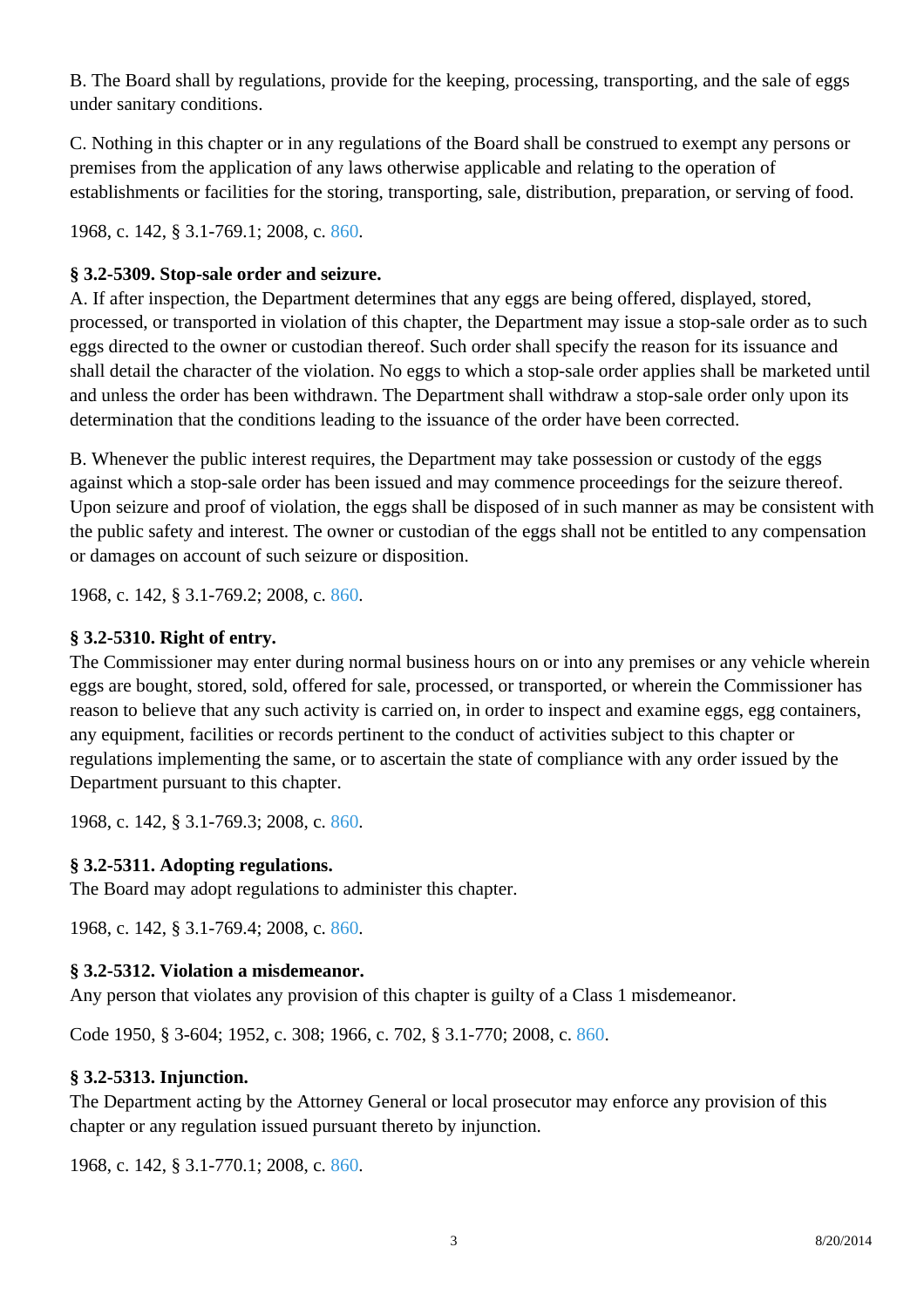B. The Board shall by regulations, provide for the keeping, processing, transporting, and the sale of eggs under sanitary conditions.

C. Nothing in this chapter or in any regulations of the Board shall be construed to exempt any persons or premises from the application of any laws otherwise applicable and relating to the operation of establishments or facilities for the storing, transporting, sale, distribution, preparation, or serving of food.

1968, c. 142, § 3.1-769.1; 2008, c. 860.

**§ 3.2-5309. Stop-sale order and seizure.**

A. If after inspection, the Department determines that any eggs are being offered, displayed, stored, processed, or transported in violation of this chapter, the Department may issue a stop-sale order as to such eggs directed to the owner or custodian thereof. Such order shall specify the reason for its issuance and shall detail the character of the violation. No eggs to which a stop-sale order applies shall be marketed until and unless the order has been withdrawn. The Department shall withdraw a stop-sale order only upon its determination that the conditions leading to the issuance of the order have been corrected.

B. Whenever the public interest requires, the Department may take possession or custody of the eggs against which a stop-sale order has been issued and may commence proceedings for the seizure thereof. Upon seizure and proof of violation, the eggs shall be disposed of in such manner as may be consistent with the public safety and interest. The owner or custodian of the eggs shall not be entitled to any compensation or damages on account of such seizure or disposition.

1968, c. 142, § 3.1-769.2; 2008, c. 860.

**§ 3.2-5310. Right of entry.**

The Commissioner may enter during normal business hours on or into any premises or any vehicle wherein eggs are bought, stored, sold, offered for sale, processed, or transported, or wherein the Commissioner has reason to believe that any such activity is carried on, in order to inspect and examine eggs, egg containers, any equipment, facilities or records pertinent to the conduct of activities subject to this chapter or regulations implementing the same, or to ascertain the state of compliance with any order issued by the Department pursuant to this chapter.

1968, c. 142, § 3.1-769.3; 2008, c. 860.

**§ 3.2-5311. Adopting regulations.**

The Board may adopt regulations to administer this chapter.

1968, c. 142, § 3.1-769.4; 2008, c. 860.

**§ 3.2-5312. Violation a misdemeanor.**

Any person that violates any provision of this chapter is guilty of a Class 1 misdemeanor.

Code 1950, § 3-604; 1952, c. 308; 1966, c. 702, § 3.1-770; 2008, c. 860.

**§ 3.2-5313. Injunction.**

The Department acting by the Attorney General or local prosecutor may enforce any provision of this chapter or any regulation issued pursuant thereto by injunction.

1968, c. 142, § 3.1-770.1; 2008, c. 860.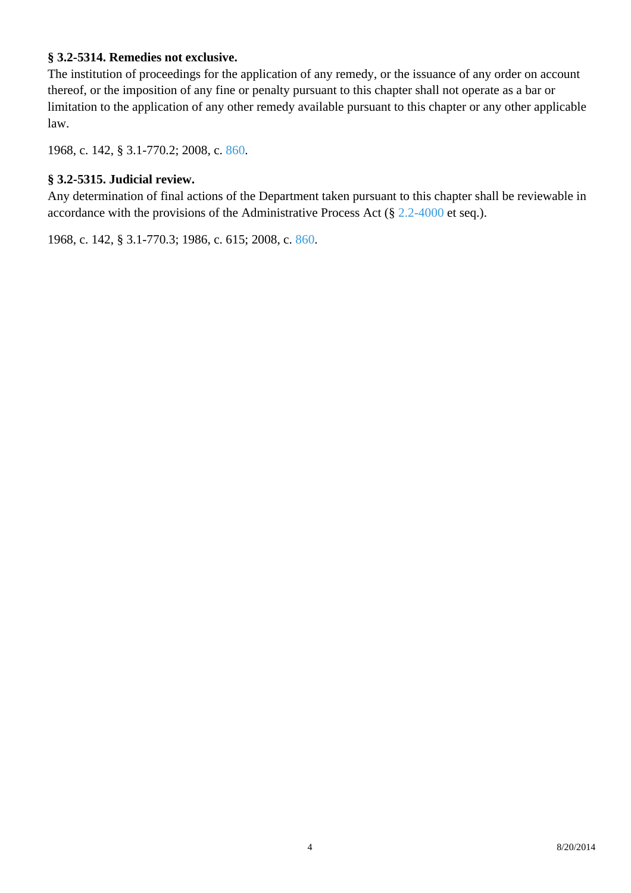**§ 3.2-5314. Remedies not exclusive.**

The institution of proceedings for the application of any remedy, or the issuance of any order on account thereof, or the imposition of any fine or penalty pursuant to this chapter shall not operate as a bar or limitation to the application of any other remedy available pursuant to this chapter or any other applicable law.

1968, c. 142, § 3.1-770.2; 2008, c. 860.

**§ 3.2-5315. Judicial review.**

Any determination of final actions of the Department taken pursuant to this chapter shall be reviewable in accordance with the provisions of the Administrative Process Act (§ 2.2-4000 et seq.).

1968, c. 142, § 3.1-770.3; 1986, c. 615; 2008, c. 860.